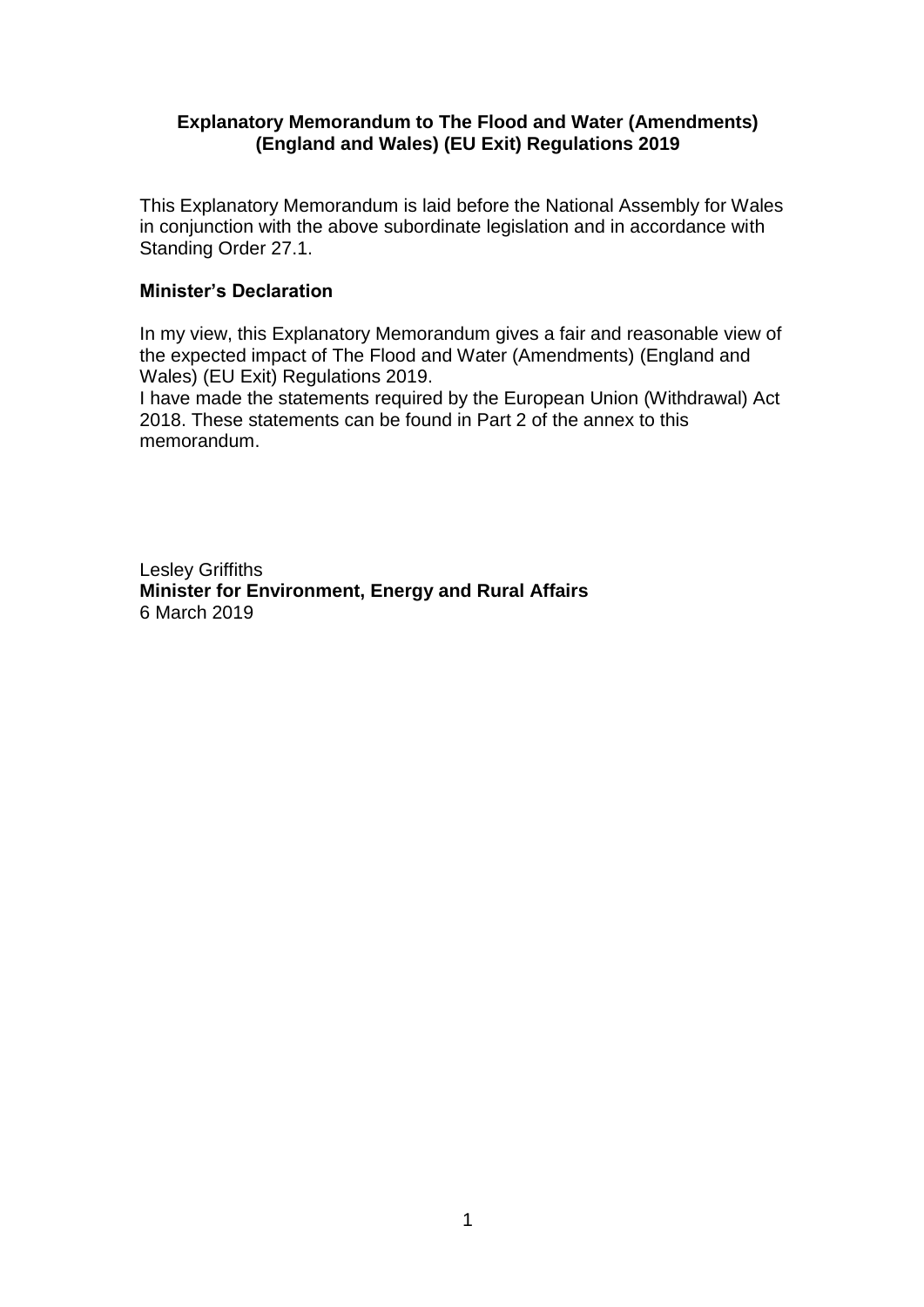# Explanatory Memorandum to The Flood and Water (Amendments) (England and Wales) (EU Exit) Regulations 2019

This Explanatory Memorandum is laid before the National Assembly for Wales in conjunction with the above subordinate legislation and in accordance with Standing Order 27.1.

## Minister's Declaration

In my view, this Explanatory Memorandum gives a fair and reasonable view of the expected impact of The Flood and Water (Amendments) (England and Wales) (EU Exit) Regulations 2019.

I have made the statements required by the European Union (Withdrawal) Act 2018. These statements can be found in Part 2 of the annex to this memorandum.

Lesley Griffiths
**Minister for Environment, Energy and Rural Affairs**
6 March 2019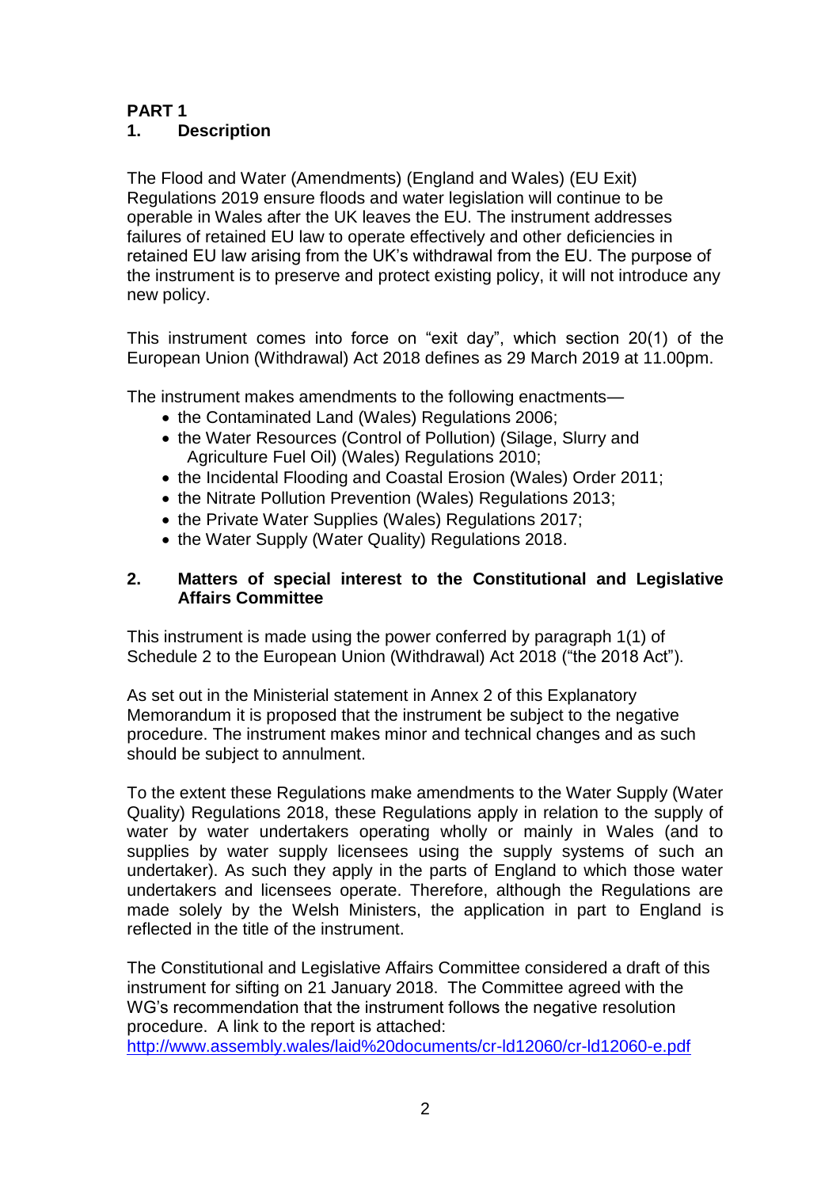# PART 1

## 1. Description

The Flood and Water (Amendments) (England and Wales) (EU Exit) Regulations 2019 ensure floods and water legislation will continue to be operable in Wales after the UK leaves the EU. The instrument addresses failures of retained EU law to operate effectively and other deficiencies in retained EU law arising from the UK's withdrawal from the EU. The purpose of the instrument is to preserve and protect existing policy, it will not introduce any new policy.

This instrument comes into force on "exit day", which section 20(1) of the European Union (Withdrawal) Act 2018 defines as 29 March 2019 at 11.00pm.

The instrument makes amendments to the following enactments—

- the Contaminated Land (Wales) Regulations 2006;
- the Water Resources (Control of Pollution) (Silage, Slurry and Agriculture Fuel Oil) (Wales) Regulations 2010;
- the Incidental Flooding and Coastal Erosion (Wales) Order 2011;
- the Nitrate Pollution Prevention (Wales) Regulations 2013;
- the Private Water Supplies (Wales) Regulations 2017;
- the Water Supply (Water Quality) Regulations 2018.

## 2. Matters of special interest to the Constitutional and Legislative Affairs Committee

This instrument is made using the power conferred by paragraph 1(1) of Schedule 2 to the European Union (Withdrawal) Act 2018 ("the 2018 Act").

As set out in the Ministerial statement in Annex 2 of this Explanatory Memorandum it is proposed that the instrument be subject to the negative procedure. The instrument makes minor and technical changes and as such should be subject to annulment.

To the extent these Regulations make amendments to the Water Supply (Water Quality) Regulations 2018, these Regulations apply in relation to the supply of water by water undertakers operating wholly or mainly in Wales (and to supplies by water supply licensees using the supply systems of such an undertaker). As such they apply in the parts of England to which those water undertakers and licensees operate. Therefore, although the Regulations are made solely by the Welsh Ministers, the application in part to England is reflected in the title of the instrument.

The Constitutional and Legislative Affairs Committee considered a draft of this instrument for sifting on 21 January 2018. The Committee agreed with the WG's recommendation that the instrument follows the negative resolution procedure. A link to the report is attached:
http://www.assembly.wales/laid%20documents/cr-ld12060/cr-ld12060-e.pdf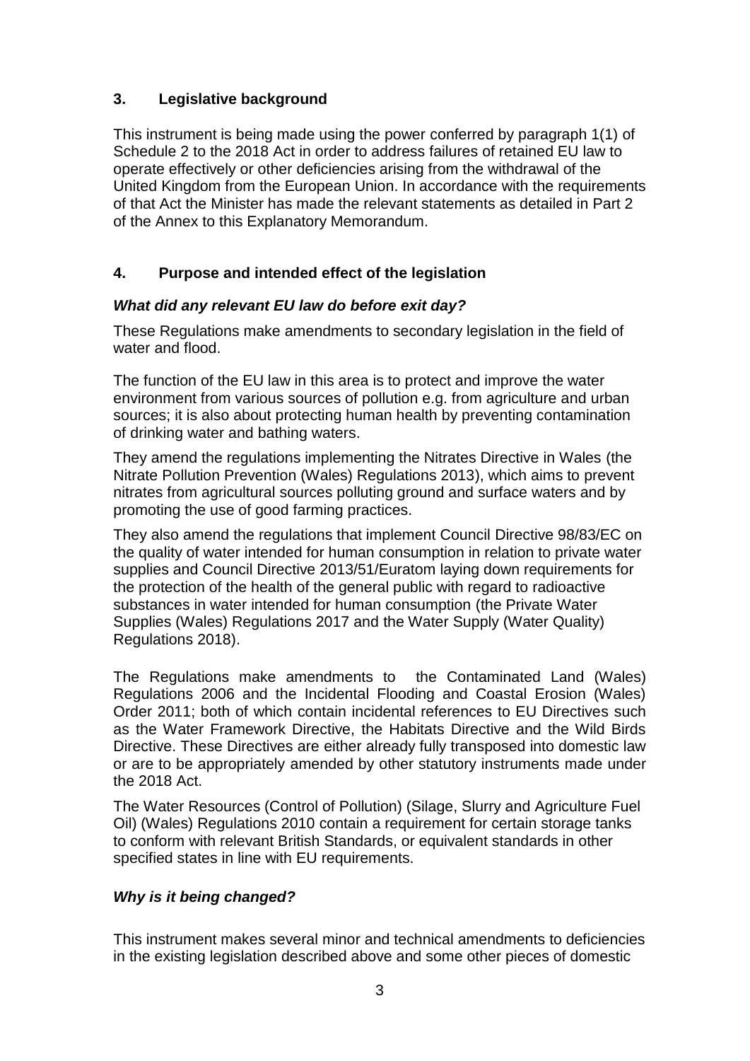## 3. Legislative background

This instrument is being made using the power conferred by paragraph 1(1) of Schedule 2 to the 2018 Act in order to address failures of retained EU law to operate effectively or other deficiencies arising from the withdrawal of the United Kingdom from the European Union. In accordance with the requirements of that Act the Minister has made the relevant statements as detailed in Part 2 of the Annex to this Explanatory Memorandum.

## 4. Purpose and intended effect of the legislation

### *What did any relevant EU law do before exit day?*

These Regulations make amendments to secondary legislation in the field of water and flood.

The function of the EU law in this area is to protect and improve the water environment from various sources of pollution e.g. from agriculture and urban sources; it is also about protecting human health by preventing contamination of drinking water and bathing waters.

They amend the regulations implementing the Nitrates Directive in Wales (the Nitrate Pollution Prevention (Wales) Regulations 2013), which aims to prevent nitrates from agricultural sources polluting ground and surface waters and by promoting the use of good farming practices.

They also amend the regulations that implement Council Directive 98/83/EC on the quality of water intended for human consumption in relation to private water supplies and Council Directive 2013/51/Euratom laying down requirements for the protection of the health of the general public with regard to radioactive substances in water intended for human consumption (the Private Water Supplies (Wales) Regulations 2017 and the Water Supply (Water Quality) Regulations 2018).

The Regulations make amendments to the Contaminated Land (Wales) Regulations 2006 and the Incidental Flooding and Coastal Erosion (Wales) Order 2011; both of which contain incidental references to EU Directives such as the Water Framework Directive, the Habitats Directive and the Wild Birds Directive. These Directives are either already fully transposed into domestic law or are to be appropriately amended by other statutory instruments made under the 2018 Act.

The Water Resources (Control of Pollution) (Silage, Slurry and Agriculture Fuel Oil) (Wales) Regulations 2010 contain a requirement for certain storage tanks to conform with relevant British Standards, or equivalent standards in other specified states in line with EU requirements.

### *Why is it being changed?*

This instrument makes several minor and technical amendments to deficiencies in the existing legislation described above and some other pieces of domestic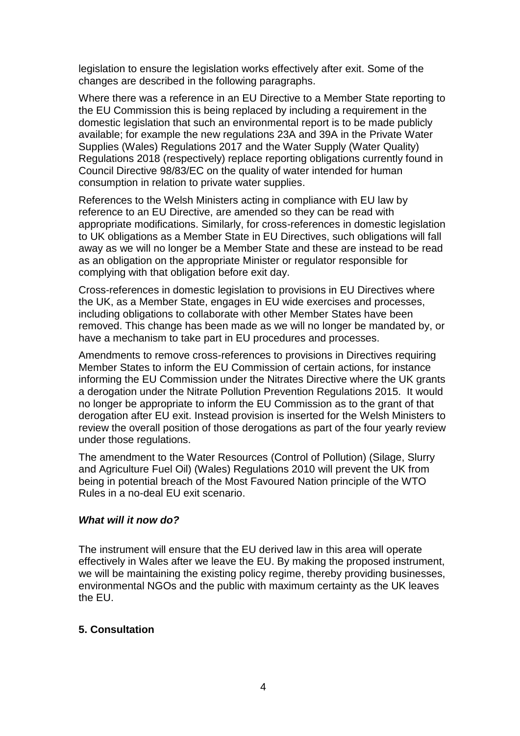legislation to ensure the legislation works effectively after exit. Some of the changes are described in the following paragraphs.

Where there was a reference in an EU Directive to a Member State reporting to the EU Commission this is being replaced by including a requirement in the domestic legislation that such an environmental report is to be made publicly available; for example the new regulations 23A and 39A in the Private Water Supplies (Wales) Regulations 2017 and the Water Supply (Water Quality) Regulations 2018 (respectively) replace reporting obligations currently found in Council Directive 98/83/EC on the quality of water intended for human consumption in relation to private water supplies.

References to the Welsh Ministers acting in compliance with EU law by reference to an EU Directive, are amended so they can be read with appropriate modifications. Similarly, for cross-references in domestic legislation to UK obligations as a Member State in EU Directives, such obligations will fall away as we will no longer be a Member State and these are instead to be read as an obligation on the appropriate Minister or regulator responsible for complying with that obligation before exit day.

Cross-references in domestic legislation to provisions in EU Directives where the UK, as a Member State, engages in EU wide exercises and processes, including obligations to collaborate with other Member States have been removed. This change has been made as we will no longer be mandated by, or have a mechanism to take part in EU procedures and processes.

Amendments to remove cross-references to provisions in Directives requiring Member States to inform the EU Commission of certain actions, for instance informing the EU Commission under the Nitrates Directive where the UK grants a derogation under the Nitrate Pollution Prevention Regulations 2015. It would no longer be appropriate to inform the EU Commission as to the grant of that derogation after EU exit. Instead provision is inserted for the Welsh Ministers to review the overall position of those derogations as part of the four yearly review under those regulations.

The amendment to the Water Resources (Control of Pollution) (Silage, Slurry and Agriculture Fuel Oil) (Wales) Regulations 2010 will prevent the UK from being in potential breach of the Most Favoured Nation principle of the WTO Rules in a no-deal EU exit scenario.

***What will it now do?***

The instrument will ensure that the EU derived law in this area will operate effectively in Wales after we leave the EU. By making the proposed instrument, we will be maintaining the existing policy regime, thereby providing businesses, environmental NGOs and the public with maximum certainty as the UK leaves the EU.

## 5. Consultation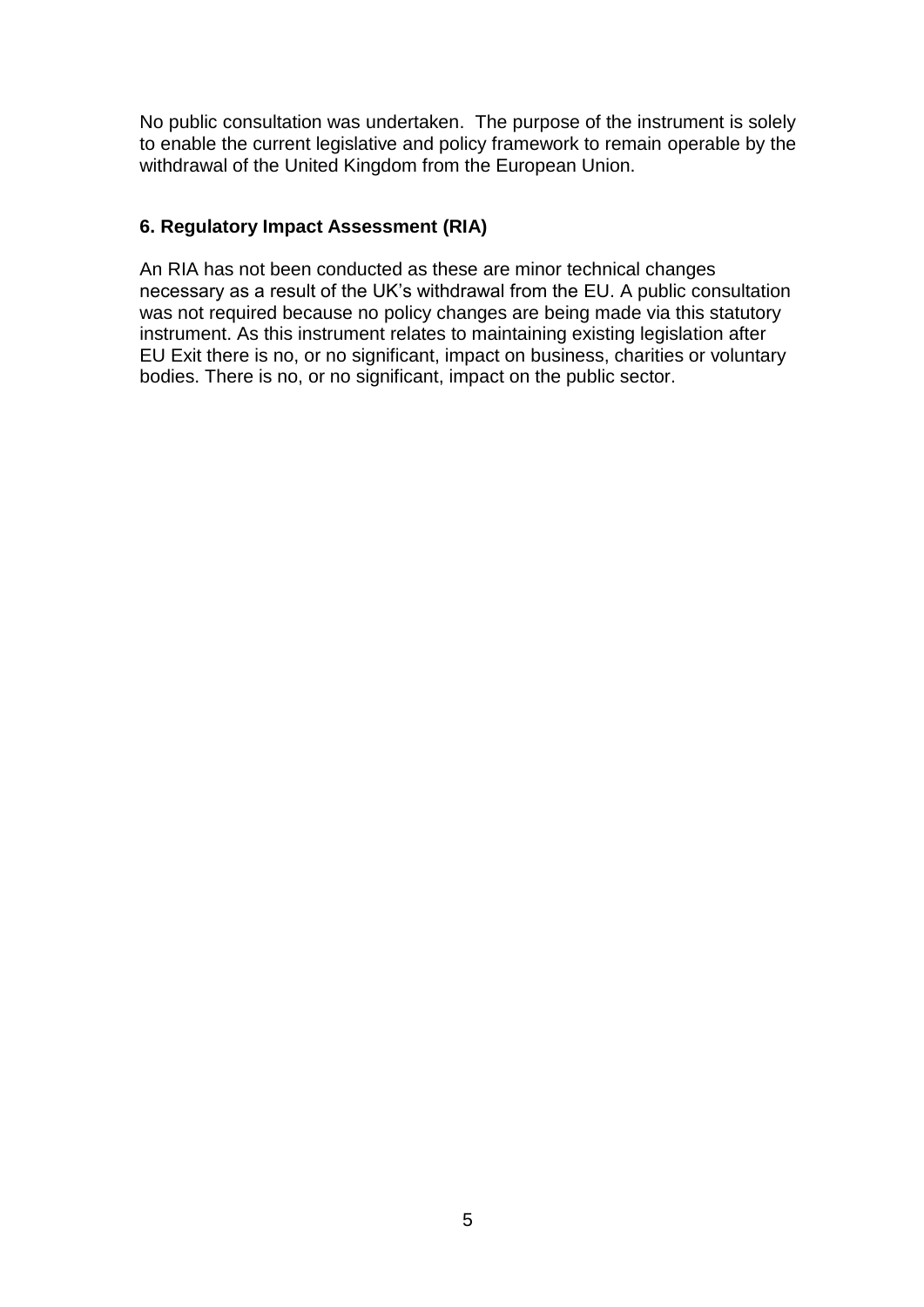No public consultation was undertaken. The purpose of the instrument is solely to enable the current legislative and policy framework to remain operable by the withdrawal of the United Kingdom from the European Union.

## 6. Regulatory Impact Assessment (RIA)

An RIA has not been conducted as these are minor technical changes necessary as a result of the UK's withdrawal from the EU. A public consultation was not required because no policy changes are being made via this statutory instrument. As this instrument relates to maintaining existing legislation after EU Exit there is no, or no significant, impact on business, charities or voluntary bodies. There is no, or no significant, impact on the public sector.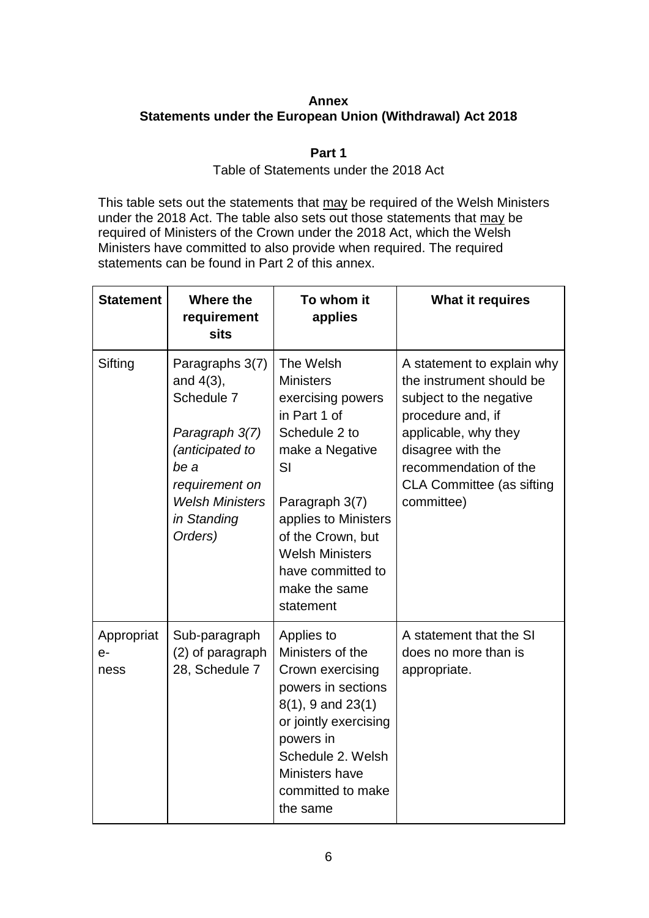**Annex**
**Statements under the European Union (Withdrawal) Act 2018**

**Part 1**

Table of Statements under the 2018 Act

This table sets out the statements that may be required of the Welsh Ministers under the 2018 Act. The table also sets out those statements that may be required of Ministers of the Crown under the 2018 Act, which the Welsh Ministers have committed to also provide when required. The required statements can be found in Part 2 of this annex.

| Statement | Where the requirement sits | To whom it applies | What it requires |
|---|---|---|---|
| Sifting | Paragraphs 3(7) and 4(3), Schedule 7<br><br>*Paragraph 3(7) (anticipated to be a requirement on Welsh Ministers in Standing Orders)* | The Welsh Ministers exercising powers in Part 1 of Schedule 2 to make a Negative SI<br><br>Paragraph 3(7) applies to Ministers of the Crown, but Welsh Ministers have committed to make the same statement | A statement to explain why the instrument should be subject to the negative procedure and, if applicable, why they disagree with the recommendation of the CLA Committee (as sifting committee) |
| Appropriate-ness | Sub-paragraph (2) of paragraph 28, Schedule 7 | Applies to Ministers of the Crown exercising powers in sections 8(1), 9 and 23(1) or jointly exercising powers in Schedule 2. Welsh Ministers have committed to make the same | A statement that the SI does no more than is appropriate. |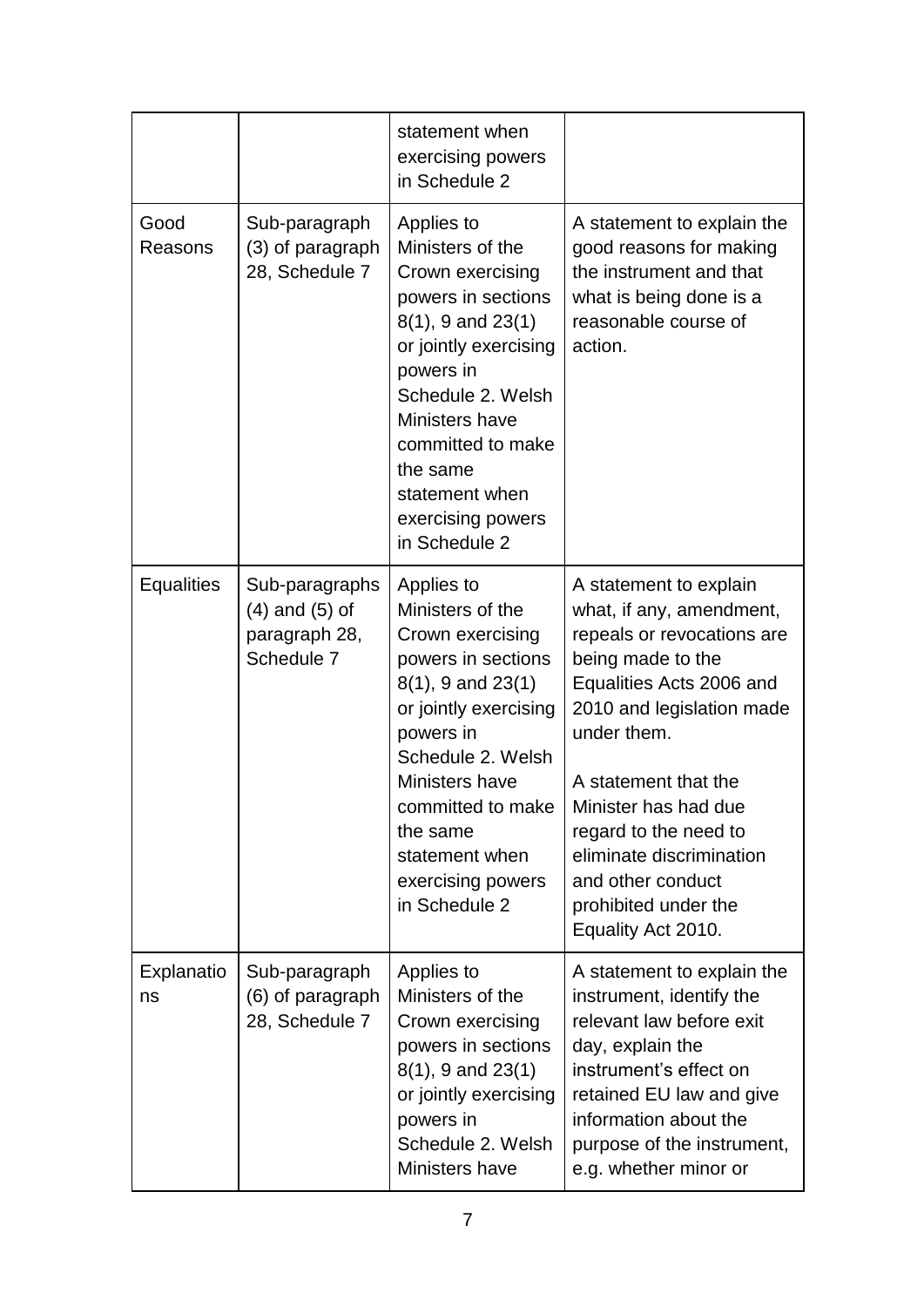| | | statement when exercising powers in Schedule 2 | |
|---|---|---|---|
| Good Reasons | Sub-paragraph (3) of paragraph 28, Schedule 7 | Applies to Ministers of the Crown exercising powers in sections 8(1), 9 and 23(1) or jointly exercising powers in Schedule 2. Welsh Ministers have committed to make the same statement when exercising powers in Schedule 2 | A statement to explain the good reasons for making the instrument and that what is being done is a reasonable course of action. |
| Equalities | Sub-paragraphs (4) and (5) of paragraph 28, Schedule 7 | Applies to Ministers of the Crown exercising powers in sections 8(1), 9 and 23(1) or jointly exercising powers in Schedule 2. Welsh Ministers have committed to make the same statement when exercising powers in Schedule 2 | A statement to explain what, if any, amendment, repeals or revocations are being made to the Equalities Acts 2006 and 2010 and legislation made under them.<br><br>A statement that the Minister has had due regard to the need to eliminate discrimination and other conduct prohibited under the Equality Act 2010. |
| Explanations | Sub-paragraph (6) of paragraph 28, Schedule 7 | Applies to Ministers of the Crown exercising powers in sections 8(1), 9 and 23(1) or jointly exercising powers in Schedule 2. Welsh Ministers have | A statement to explain the instrument, identify the relevant law before exit day, explain the instrument's effect on retained EU law and give information about the purpose of the instrument, e.g. whether minor or |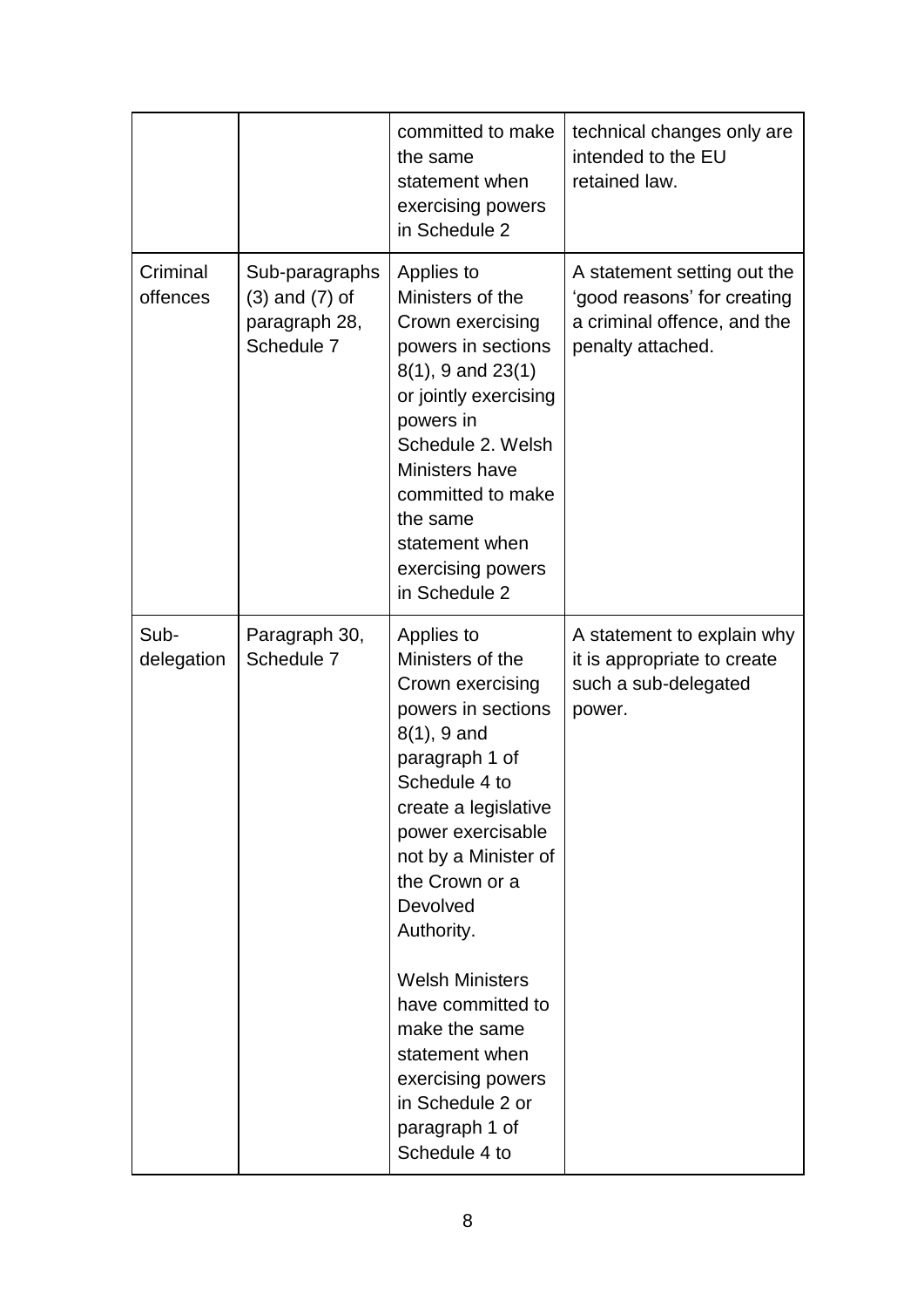| | | committed to make the same statement when exercising powers in Schedule 2 | technical changes only are intended to the EU retained law. |
|---|---|---|---|
| Criminal offences | Sub-paragraphs (3) and (7) of paragraph 28, Schedule 7 | Applies to Ministers of the Crown exercising powers in sections 8(1), 9 and 23(1) or jointly exercising powers in Schedule 2. Welsh Ministers have committed to make the same statement when exercising powers in Schedule 2 | A statement setting out the 'good reasons' for creating a criminal offence, and the penalty attached. |
| Sub-delegation | Paragraph 30, Schedule 7 | Applies to Ministers of the Crown exercising powers in sections 8(1), 9 and paragraph 1 of Schedule 4 to create a legislative power exercisable not by a Minister of the Crown or a Devolved Authority.<br><br>Welsh Ministers have committed to make the same statement when exercising powers in Schedule 2 or paragraph 1 of Schedule 4 to | A statement to explain why it is appropriate to create such a sub-delegated power. |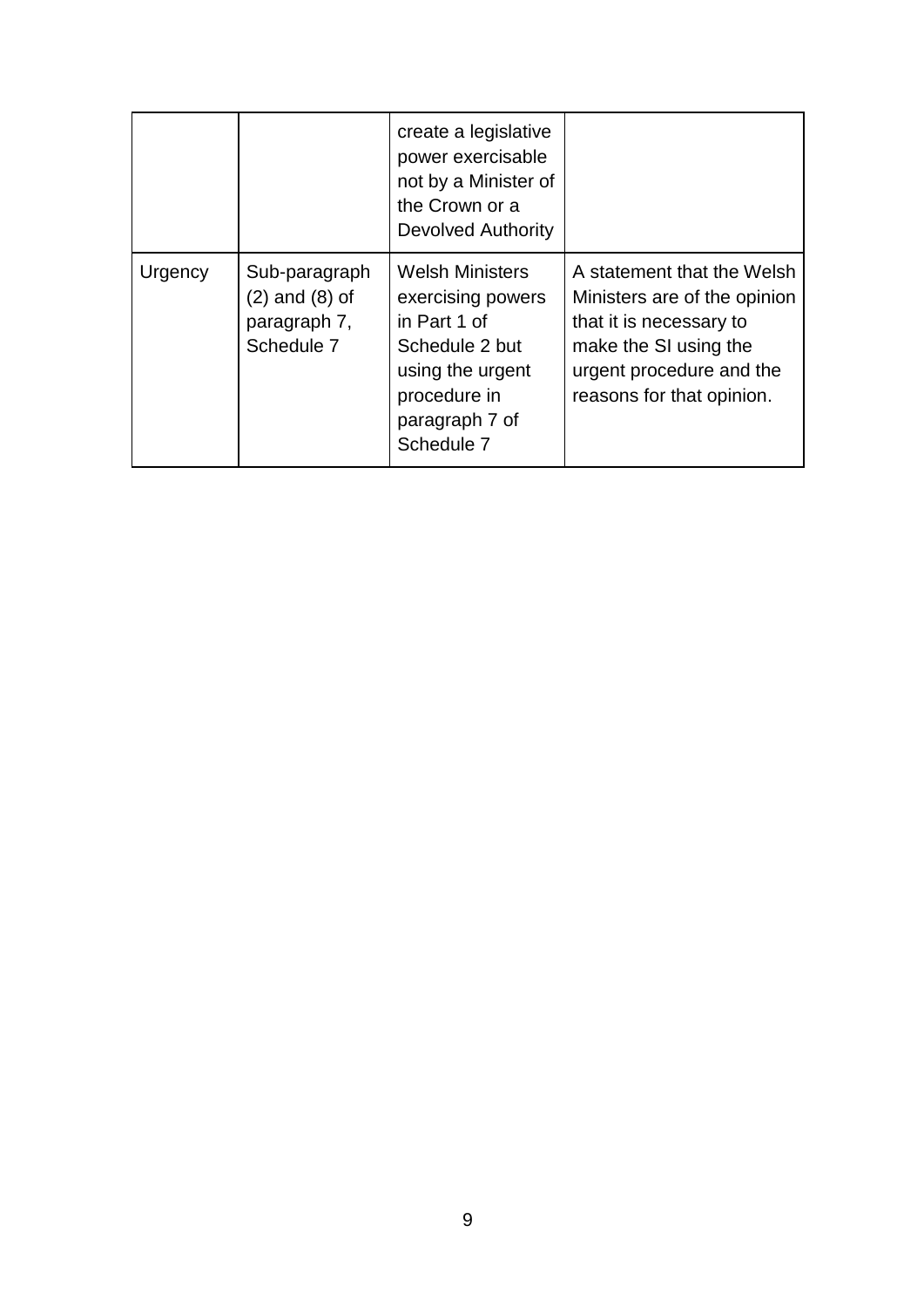|  |  | create a legislative power exercisable not by a Minister of the Crown or a Devolved Authority |  |
| --- | --- | --- | --- |
| Urgency | Sub-paragraph (2) and (8) of paragraph 7, Schedule 7 | Welsh Ministers exercising powers in Part 1 of Schedule 2 but using the urgent procedure in paragraph 7 of Schedule 7 | A statement that the Welsh Ministers are of the opinion that it is necessary to make the SI using the urgent procedure and the reasons for that opinion. |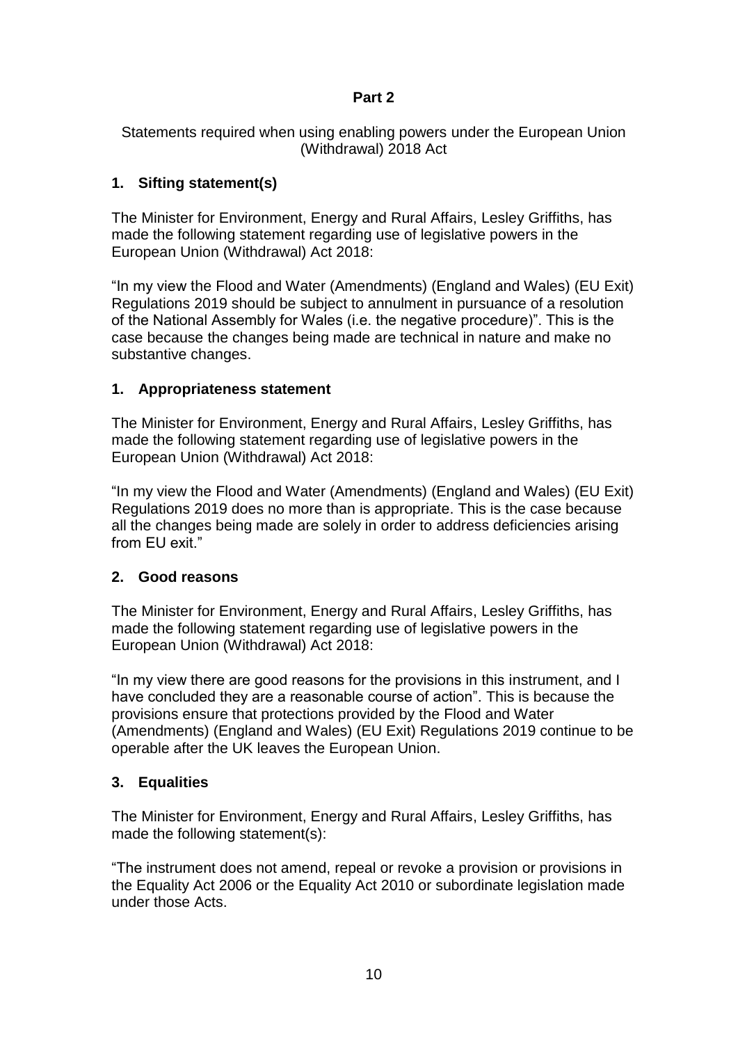**Part 2**

Statements required when using enabling powers under the European Union (Withdrawal) 2018 Act

## 1. Sifting statement(s)

The Minister for Environment, Energy and Rural Affairs, Lesley Griffiths, has made the following statement regarding use of legislative powers in the European Union (Withdrawal) Act 2018:

"In my view the Flood and Water (Amendments) (England and Wales) (EU Exit) Regulations 2019 should be subject to annulment in pursuance of a resolution of the National Assembly for Wales (i.e. the negative procedure)". This is the case because the changes being made are technical in nature and make no substantive changes.

## 1. Appropriateness statement

The Minister for Environment, Energy and Rural Affairs, Lesley Griffiths, has made the following statement regarding use of legislative powers in the European Union (Withdrawal) Act 2018:

"In my view the Flood and Water (Amendments) (England and Wales) (EU Exit) Regulations 2019 does no more than is appropriate. This is the case because all the changes being made are solely in order to address deficiencies arising from EU exit."

## 2. Good reasons

The Minister for Environment, Energy and Rural Affairs, Lesley Griffiths, has made the following statement regarding use of legislative powers in the European Union (Withdrawal) Act 2018:

"In my view there are good reasons for the provisions in this instrument, and I have concluded they are a reasonable course of action". This is because the provisions ensure that protections provided by the Flood and Water (Amendments) (England and Wales) (EU Exit) Regulations 2019 continue to be operable after the UK leaves the European Union.

## 3. Equalities

The Minister for Environment, Energy and Rural Affairs, Lesley Griffiths, has made the following statement(s):

"The instrument does not amend, repeal or revoke a provision or provisions in the Equality Act 2006 or the Equality Act 2010 or subordinate legislation made under those Acts.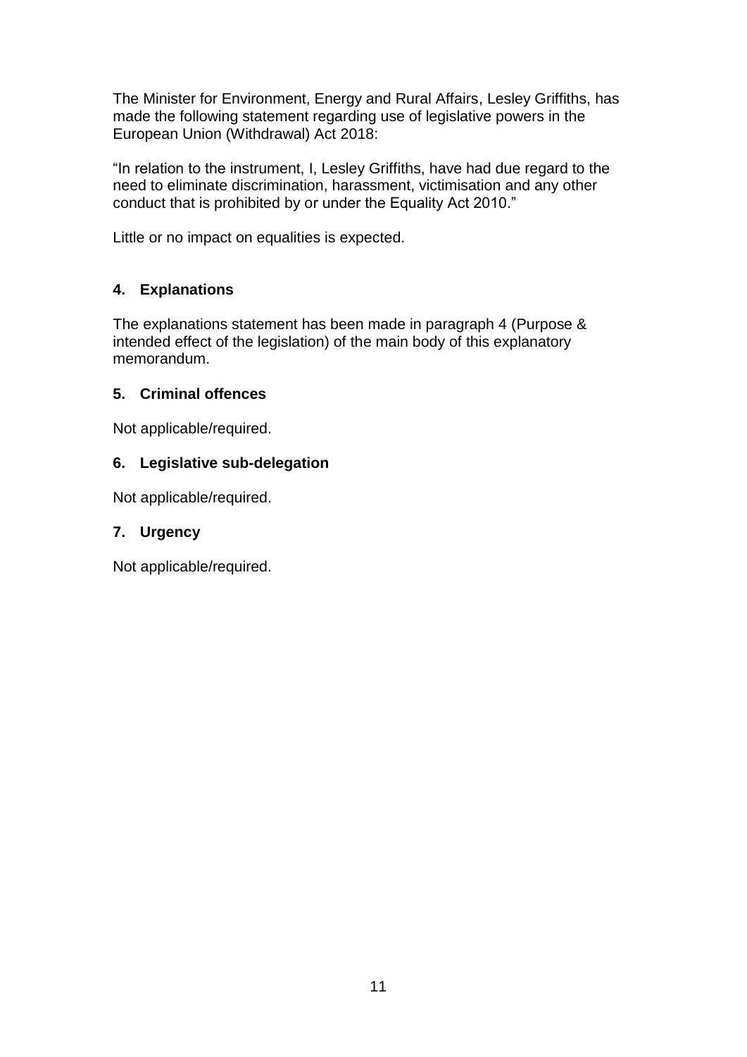The Minister for Environment, Energy and Rural Affairs, Lesley Griffiths, has made the following statement regarding use of legislative powers in the European Union (Withdrawal) Act 2018:

"In relation to the instrument, I, Lesley Griffiths, have had due regard to the need to eliminate discrimination, harassment, victimisation and any other conduct that is prohibited by or under the Equality Act 2010."

Little or no impact on equalities is expected.

## 4. Explanations

The explanations statement has been made in paragraph 4 (Purpose & intended effect of the legislation) of the main body of this explanatory memorandum.

## 5. Criminal offences

Not applicable/required.

## 6. Legislative sub-delegation

Not applicable/required.

## 7. Urgency

Not applicable/required.